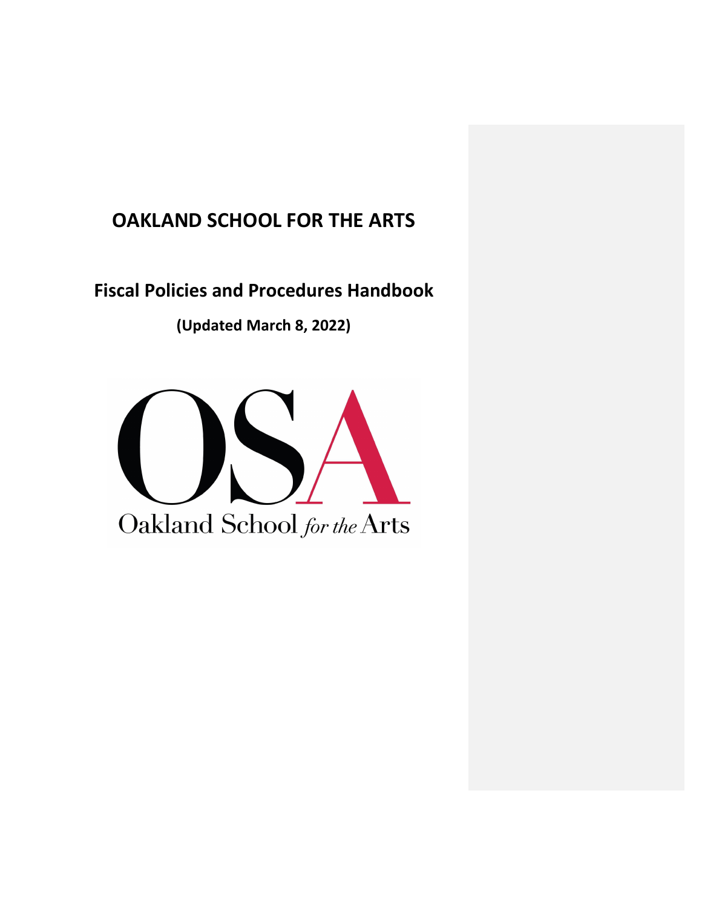# OAKLAND SCHOOL FOR THE ARTS

## Fiscal Policies and Procedures Handbook

**(Updated March 8, 2022)**

OSA

Oakland School *for the* Arts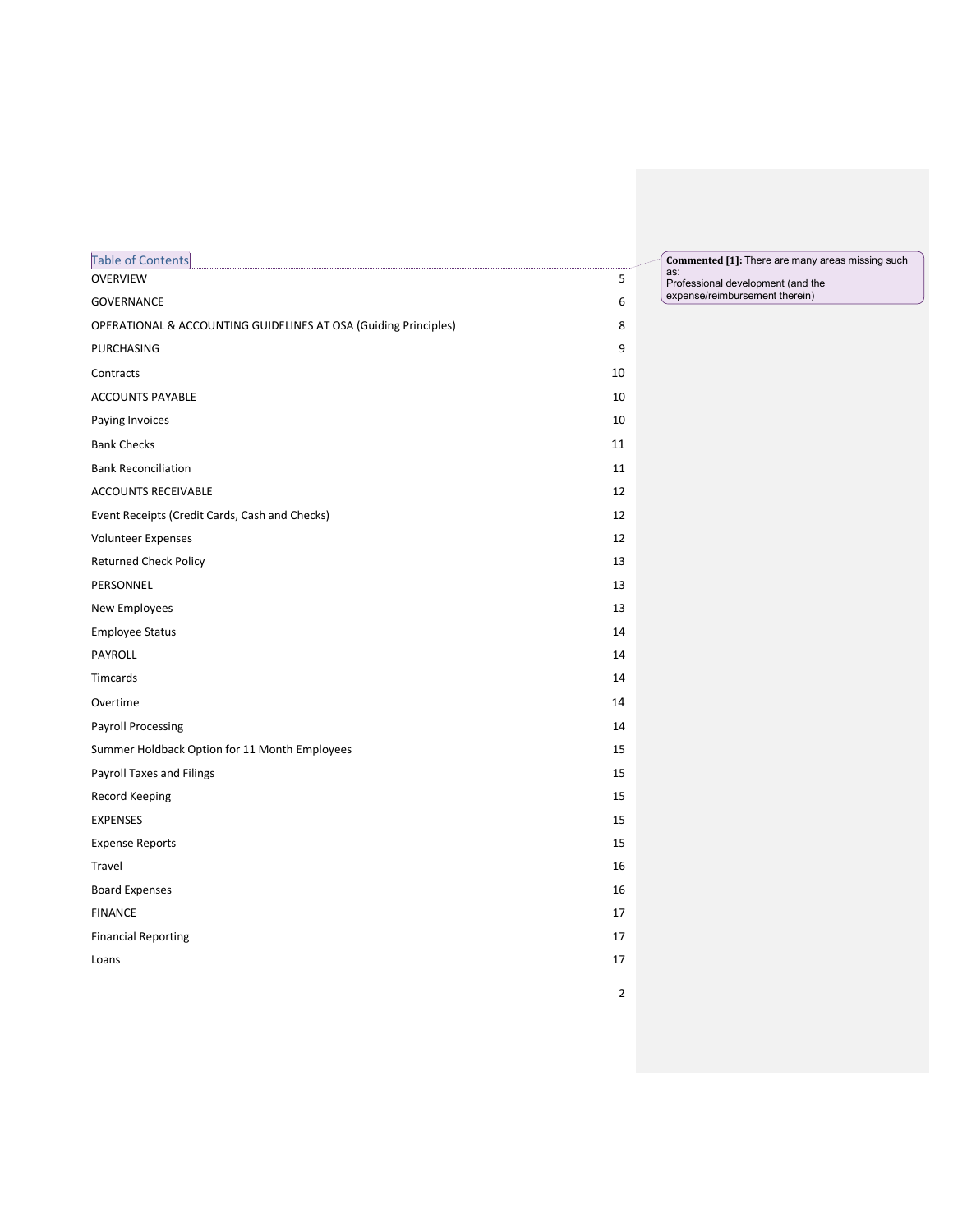# Table of Contents

| | |
|---|---|
| OVERVIEW | 5 |
| GOVERNANCE | 6 |
| OPERATIONAL & ACCOUNTING GUIDELINES AT OSA (Guiding Principles) | 8 |
| PURCHASING | 9 |
| Contracts | 10 |
| ACCOUNTS PAYABLE | 10 |
| Paying Invoices | 10 |
| Bank Checks | 11 |
| Bank Reconciliation | 11 |
| ACCOUNTS RECEIVABLE | 12 |
| Event Receipts (Credit Cards, Cash and Checks) | 12 |
| Volunteer Expenses | 12 |
| Returned Check Policy | 13 |
| PERSONNEL | 13 |
| New Employees | 13 |
| Employee Status | 14 |
| PAYROLL | 14 |
| Timcards | 14 |
| Overtime | 14 |
| Payroll Processing | 14 |
| Summer Holdback Option for 11 Month Employees | 15 |
| Payroll Taxes and Filings | 15 |
| Record Keeping | 15 |
| EXPENSES | 15 |
| Expense Reports | 15 |
| Travel | 16 |
| Board Expenses | 16 |
| FINANCE | 17 |
| Financial Reporting | 17 |
| Loans | 17 |

**Commented [1]:** There are many areas missing such as:
Professional development (and the expense/reimbursement therein)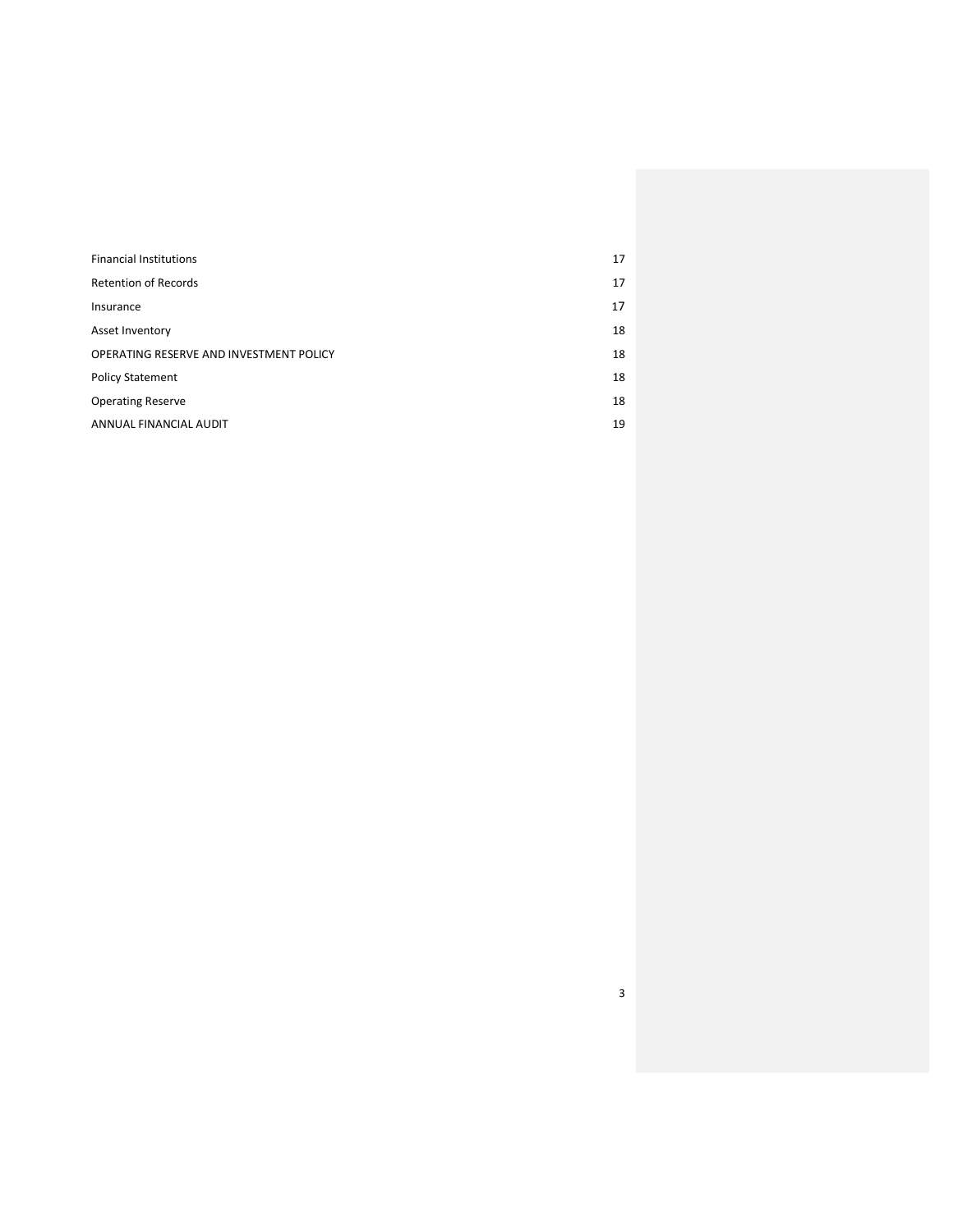| | |
|---|---|
| Financial Institutions | 17 |
| Retention of Records | 17 |
| Insurance | 17 |
| Asset Inventory | 18 |
| OPERATING RESERVE AND INVESTMENT POLICY | 18 |
| Policy Statement | 18 |
| Operating Reserve | 18 |
| ANNUAL FINANCIAL AUDIT | 19 |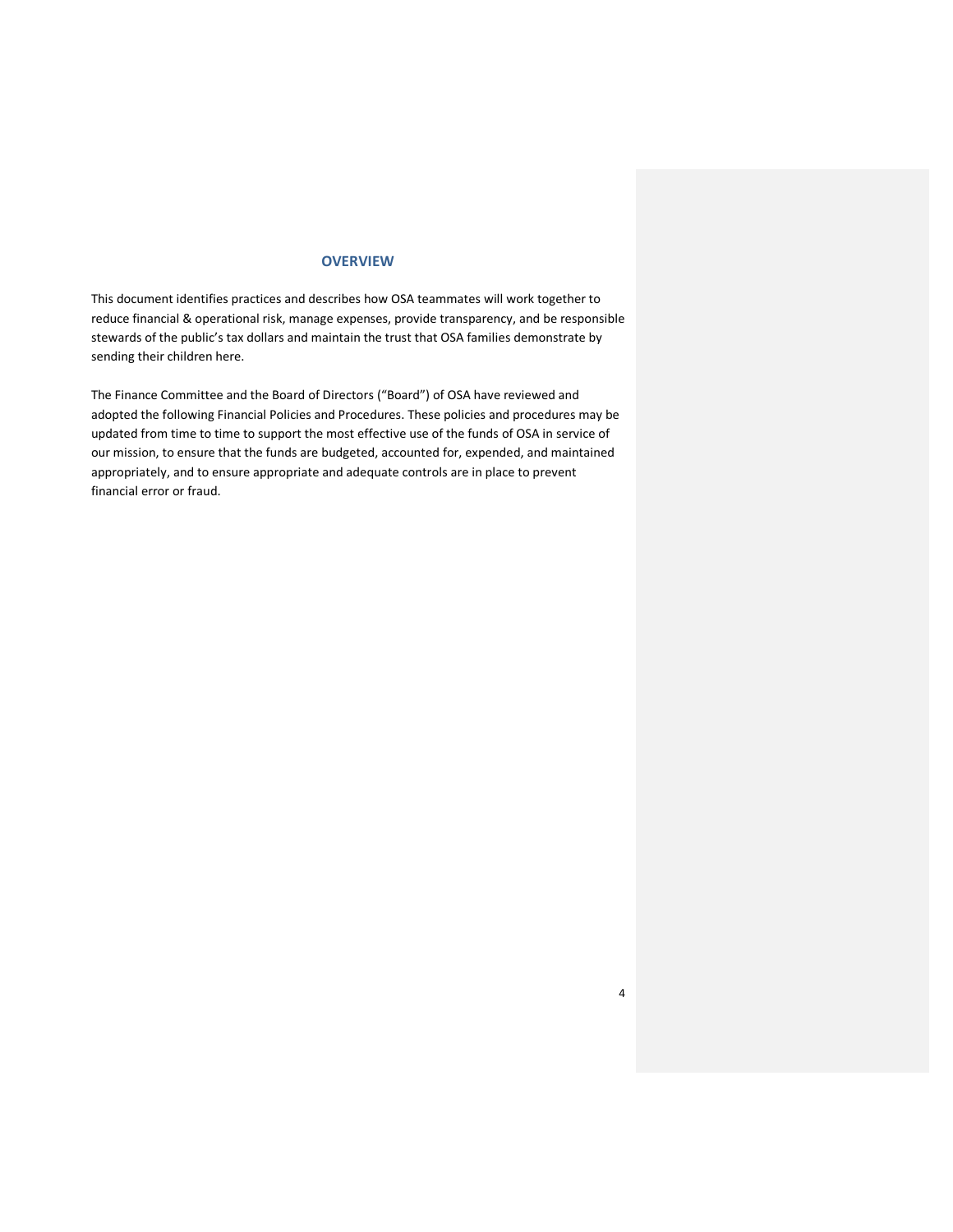## OVERVIEW

This document identifies practices and describes how OSA teammates will work together to reduce financial & operational risk, manage expenses, provide transparency, and be responsible stewards of the public's tax dollars and maintain the trust that OSA families demonstrate by sending their children here.

The Finance Committee and the Board of Directors ("Board") of OSA have reviewed and adopted the following Financial Policies and Procedures. These policies and procedures may be updated from time to time to support the most effective use of the funds of OSA in service of our mission, to ensure that the funds are budgeted, accounted for, expended, and maintained appropriately, and to ensure appropriate and adequate controls are in place to prevent financial error or fraud.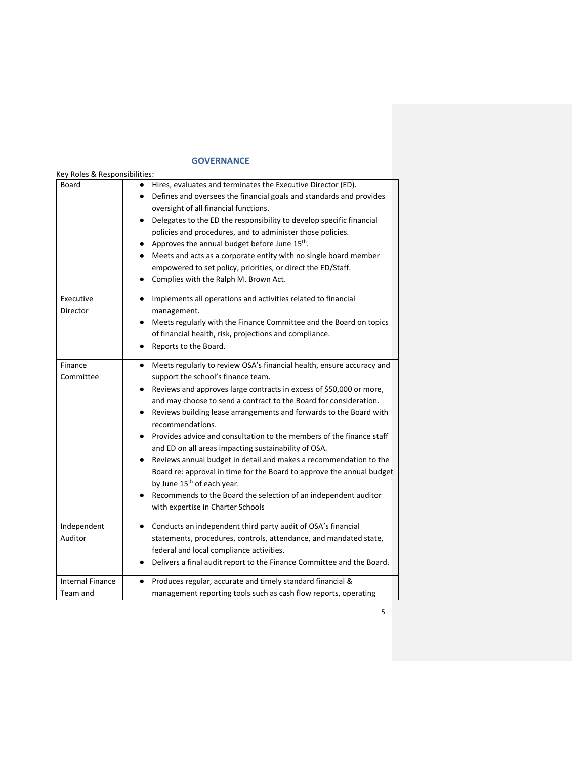## GOVERNANCE

Key Roles & Responsibilities:

| | |
|---|---|
| Board | ● Hires, evaluates and terminates the Executive Director (ED).<br>● Defines and oversees the financial goals and standards and provides oversight of all financial functions.<br>● Delegates to the ED the responsibility to develop specific financial policies and procedures, and to administer those policies.<br>● Approves the annual budget before June 15th.<br>● Meets and acts as a corporate entity with no single board member empowered to set policy, priorities, or direct the ED/Staff.<br>● Complies with the Ralph M. Brown Act. |
| Executive Director | ● Implements all operations and activities related to financial management.<br>● Meets regularly with the Finance Committee and the Board on topics of financial health, risk, projections and compliance.<br>● Reports to the Board. |
| Finance Committee | ● Meets regularly to review OSA's financial health, ensure accuracy and support the school's finance team.<br>● Reviews and approves large contracts in excess of $50,000 or more, and may choose to send a contract to the Board for consideration.<br>● Reviews building lease arrangements and forwards to the Board with recommendations.<br>● Provides advice and consultation to the members of the finance staff and ED on all areas impacting sustainability of OSA.<br>● Reviews annual budget in detail and makes a recommendation to the Board re: approval in time for the Board to approve the annual budget by June 15th of each year.<br>● Recommends to the Board the selection of an independent auditor with expertise in Charter Schools |
| Independent Auditor | ● Conducts an independent third party audit of OSA's financial statements, procedures, controls, attendance, and mandated state, federal and local compliance activities.<br>● Delivers a final audit report to the Finance Committee and the Board. |
| Internal Finance Team and | ● Produces regular, accurate and timely standard financial & management reporting tools such as cash flow reports, operating |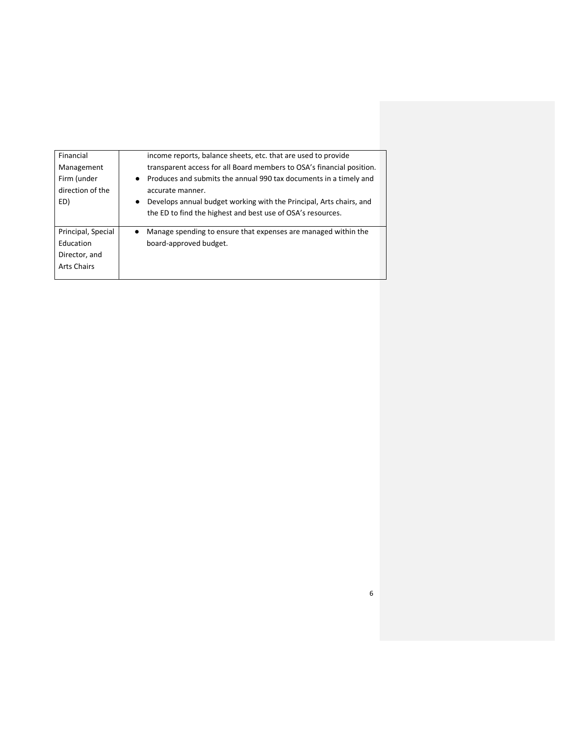| | |
|---|---|
| Financial Management Firm (under direction of the ED) | income reports, balance sheets, etc. that are used to provide transparent access for all Board members to OSA's financial position.<br>● Produces and submits the annual 990 tax documents in a timely and accurate manner.<br>● Develops annual budget working with the Principal, Arts chairs, and the ED to find the highest and best use of OSA's resources. |
| Principal, Special Education Director, and Arts Chairs | ● Manage spending to ensure that expenses are managed within the board-approved budget. |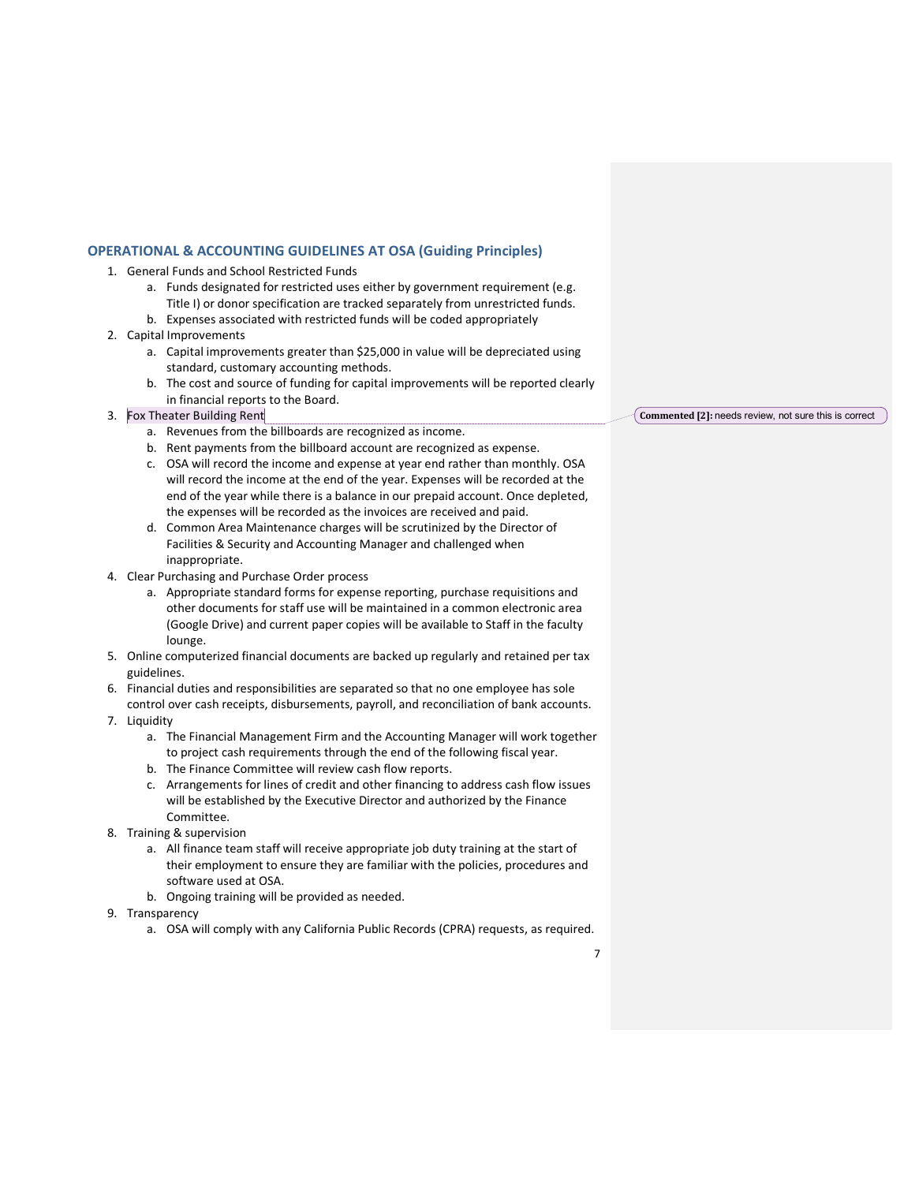## OPERATIONAL & ACCOUNTING GUIDELINES AT OSA (Guiding Principles)

1. General Funds and School Restricted Funds
   a. Funds designated for restricted uses either by government requirement (e.g. Title I) or donor specification are tracked separately from unrestricted funds.
   b. Expenses associated with restricted funds will be coded appropriately
2. Capital Improvements
   a. Capital improvements greater than $25,000 in value will be depreciated using standard, customary accounting methods.
   b. The cost and source of funding for capital improvements will be reported clearly in financial reports to the Board.
3. Fox Theater Building Rent
   a. Revenues from the billboards are recognized as income.
   b. Rent payments from the billboard account are recognized as expense.
   c. OSA will record the income and expense at year end rather than monthly. OSA will record the income at the end of the year. Expenses will be recorded at the end of the year while there is a balance in our prepaid account. Once depleted, the expenses will be recorded as the invoices are received and paid.
   d. Common Area Maintenance charges will be scrutinized by the Director of Facilities & Security and Accounting Manager and challenged when inappropriate.
4. Clear Purchasing and Purchase Order process
   a. Appropriate standard forms for expense reporting, purchase requisitions and other documents for staff use will be maintained in a common electronic area (Google Drive) and current paper copies will be available to Staff in the faculty lounge.
5. Online computerized financial documents are backed up regularly and retained per tax guidelines.
6. Financial duties and responsibilities are separated so that no one employee has sole control over cash receipts, disbursements, payroll, and reconciliation of bank accounts.
7. Liquidity
   a. The Financial Management Firm and the Accounting Manager will work together to project cash requirements through the end of the following fiscal year.
   b. The Finance Committee will review cash flow reports.
   c. Arrangements for lines of credit and other financing to address cash flow issues will be established by the Executive Director and authorized by the Finance Committee.
8. Training & supervision
   a. All finance team staff will receive appropriate job duty training at the start of their employment to ensure they are familiar with the policies, procedures and software used at OSA.
   b. Ongoing training will be provided as needed.
9. Transparency
   a. OSA will comply with any California Public Records (CPRA) requests, as required.

**Commented [2]:** needs review, not sure this is correct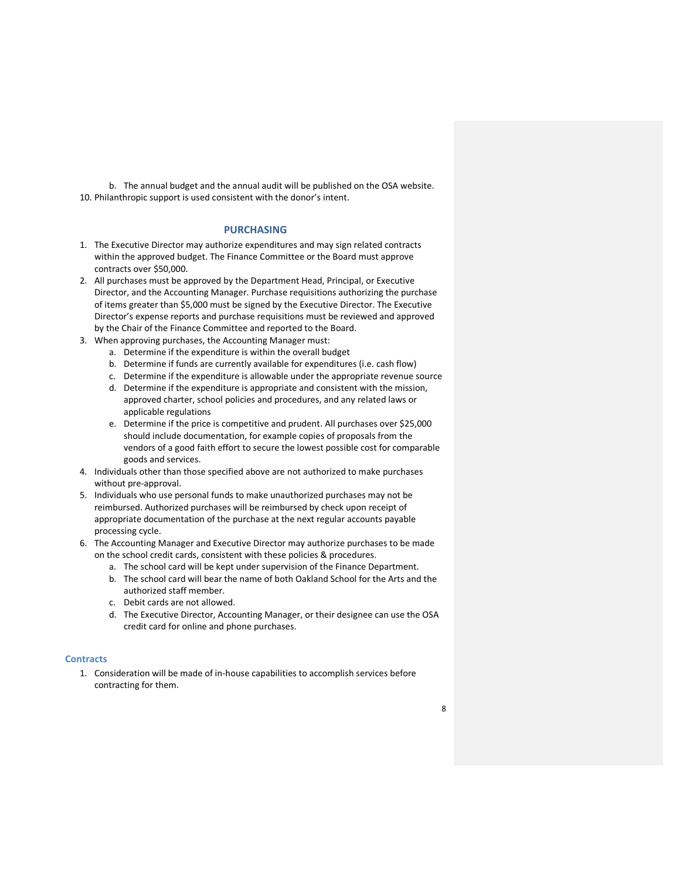b. The annual budget and the annual audit will be published on the OSA website.

10. Philanthropic support is used consistent with the donor's intent.

## PURCHASING

1. The Executive Director may authorize expenditures and may sign related contracts within the approved budget. The Finance Committee or the Board must approve contracts over $50,000.
2. All purchases must be approved by the Department Head, Principal, or Executive Director, and the Accounting Manager. Purchase requisitions authorizing the purchase of items greater than $5,000 must be signed by the Executive Director. The Executive Director's expense reports and purchase requisitions must be reviewed and approved by the Chair of the Finance Committee and reported to the Board.
3. When approving purchases, the Accounting Manager must:
    a. Determine if the expenditure is within the overall budget
    b. Determine if funds are currently available for expenditures (i.e. cash flow)
    c. Determine if the expenditure is allowable under the appropriate revenue source
    d. Determine if the expenditure is appropriate and consistent with the mission, approved charter, school policies and procedures, and any related laws or applicable regulations
    e. Determine if the price is competitive and prudent. All purchases over $25,000 should include documentation, for example copies of proposals from the vendors of a good faith effort to secure the lowest possible cost for comparable goods and services.
4. Individuals other than those specified above are not authorized to make purchases without pre-approval.
5. Individuals who use personal funds to make unauthorized purchases may not be reimbursed. Authorized purchases will be reimbursed by check upon receipt of appropriate documentation of the purchase at the next regular accounts payable processing cycle.
6. The Accounting Manager and Executive Director may authorize purchases to be made on the school credit cards, consistent with these policies & procedures.
    a. The school card will be kept under supervision of the Finance Department.
    b. The school card will bear the name of both Oakland School for the Arts and the authorized staff member.
    c. Debit cards are not allowed.
    d. The Executive Director, Accounting Manager, or their designee can use the OSA credit card for online and phone purchases.

### Contracts

1. Consideration will be made of in-house capabilities to accomplish services before contracting for them.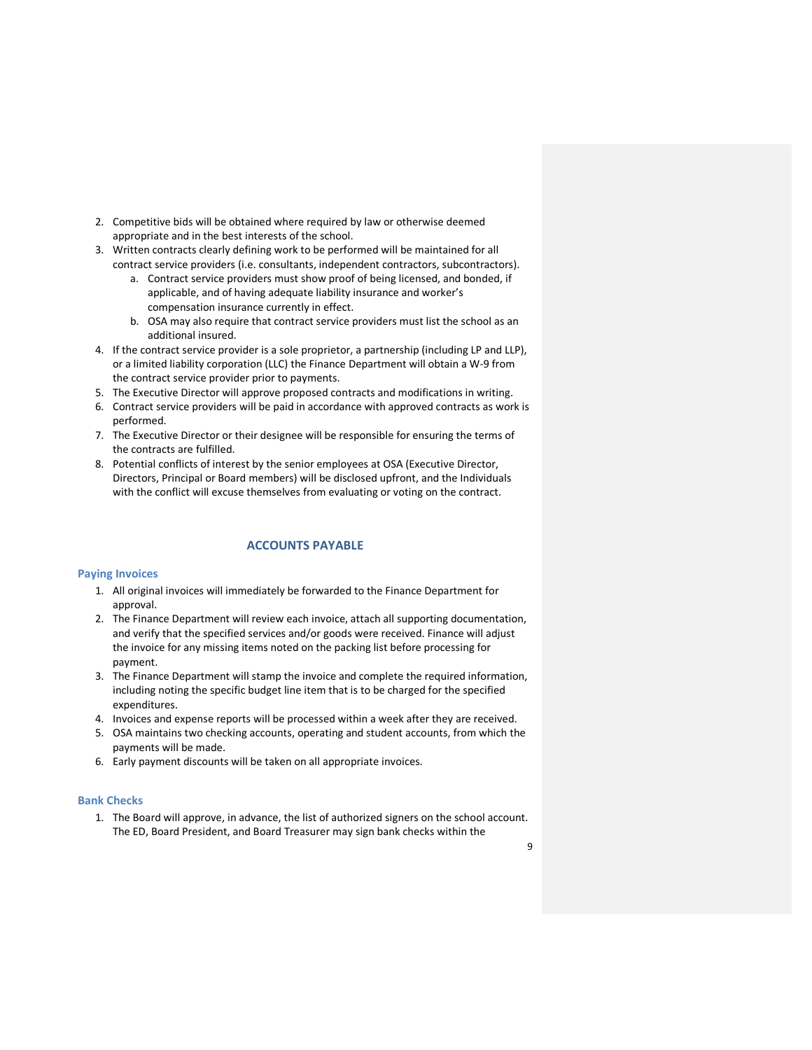2. Competitive bids will be obtained where required by law or otherwise deemed appropriate and in the best interests of the school.
3. Written contracts clearly defining work to be performed will be maintained for all contract service providers (i.e. consultants, independent contractors, subcontractors).
    a. Contract service providers must show proof of being licensed, and bonded, if applicable, and of having adequate liability insurance and worker's compensation insurance currently in effect.
    b. OSA may also require that contract service providers must list the school as an additional insured.
4. If the contract service provider is a sole proprietor, a partnership (including LP and LLP), or a limited liability corporation (LLC) the Finance Department will obtain a W-9 from the contract service provider prior to payments.
5. The Executive Director will approve proposed contracts and modifications in writing.
6. Contract service providers will be paid in accordance with approved contracts as work is performed.
7. The Executive Director or their designee will be responsible for ensuring the terms of the contracts are fulfilled.
8. Potential conflicts of interest by the senior employees at OSA (Executive Director, Directors, Principal or Board members) will be disclosed upfront, and the Individuals with the conflict will excuse themselves from evaluating or voting on the contract.

## ACCOUNTS PAYABLE

### Paying Invoices

1. All original invoices will immediately be forwarded to the Finance Department for approval.
2. The Finance Department will review each invoice, attach all supporting documentation, and verify that the specified services and/or goods were received. Finance will adjust the invoice for any missing items noted on the packing list before processing for payment.
3. The Finance Department will stamp the invoice and complete the required information, including noting the specific budget line item that is to be charged for the specified expenditures.
4. Invoices and expense reports will be processed within a week after they are received.
5. OSA maintains two checking accounts, operating and student accounts, from which the payments will be made.
6. Early payment discounts will be taken on all appropriate invoices.

### Bank Checks

1. The Board will approve, in advance, the list of authorized signers on the school account. The ED, Board President, and Board Treasurer may sign bank checks within the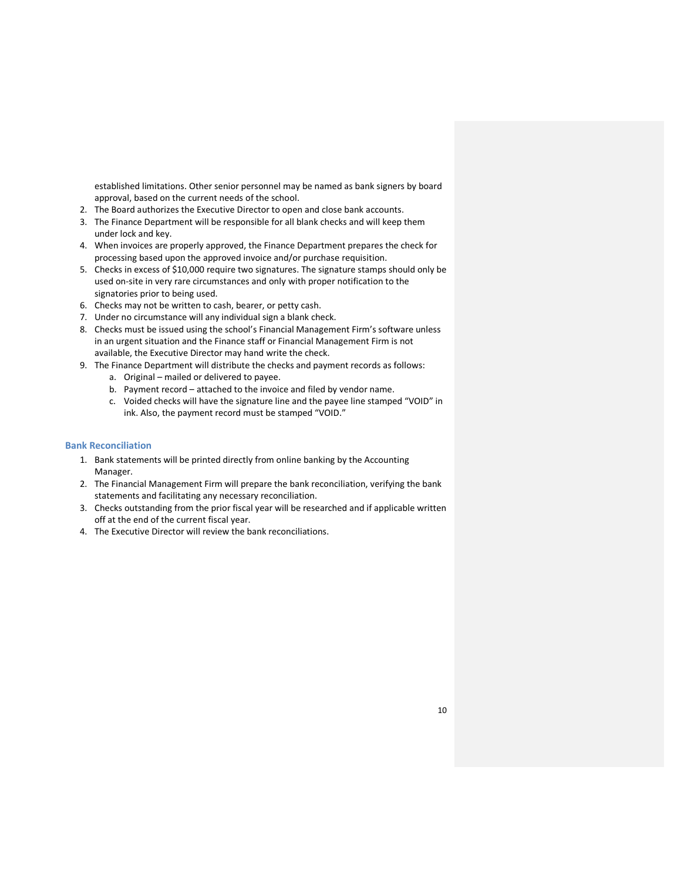established limitations. Other senior personnel may be named as bank signers by board approval, based on the current needs of the school.

2. The Board authorizes the Executive Director to open and close bank accounts.
3. The Finance Department will be responsible for all blank checks and will keep them under lock and key.
4. When invoices are properly approved, the Finance Department prepares the check for processing based upon the approved invoice and/or purchase requisition.
5. Checks in excess of $10,000 require two signatures. The signature stamps should only be used on-site in very rare circumstances and only with proper notification to the signatories prior to being used.
6. Checks may not be written to cash, bearer, or petty cash.
7. Under no circumstance will any individual sign a blank check.
8. Checks must be issued using the school's Financial Management Firm's software unless in an urgent situation and the Finance staff or Financial Management Firm is not available, the Executive Director may hand write the check.
9. The Finance Department will distribute the checks and payment records as follows:
   a. Original – mailed or delivered to payee.
   b. Payment record – attached to the invoice and filed by vendor name.
   c. Voided checks will have the signature line and the payee line stamped "VOID" in ink. Also, the payment record must be stamped "VOID."

### Bank Reconciliation

1. Bank statements will be printed directly from online banking by the Accounting Manager.
2. The Financial Management Firm will prepare the bank reconciliation, verifying the bank statements and facilitating any necessary reconciliation.
3. Checks outstanding from the prior fiscal year will be researched and if applicable written off at the end of the current fiscal year.
4. The Executive Director will review the bank reconciliations.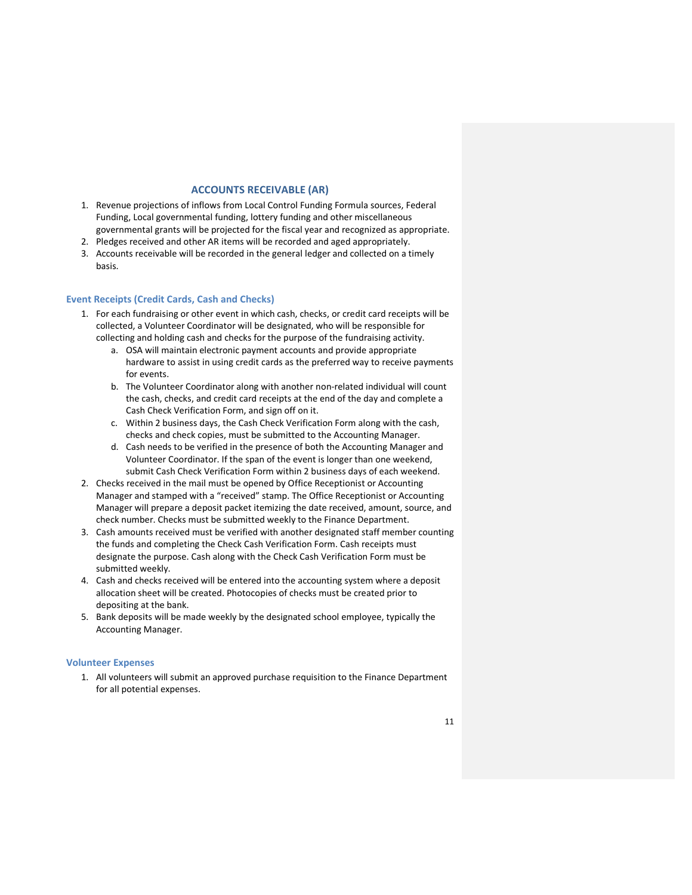## ACCOUNTS RECEIVABLE (AR)

1. Revenue projections of inflows from Local Control Funding Formula sources, Federal Funding, Local governmental funding, lottery funding and other miscellaneous governmental grants will be projected for the fiscal year and recognized as appropriate.
2. Pledges received and other AR items will be recorded and aged appropriately.
3. Accounts receivable will be recorded in the general ledger and collected on a timely basis.

### Event Receipts (Credit Cards, Cash and Checks)

1. For each fundraising or other event in which cash, checks, or credit card receipts will be collected, a Volunteer Coordinator will be designated, who will be responsible for collecting and holding cash and checks for the purpose of the fundraising activity.
    a. OSA will maintain electronic payment accounts and provide appropriate hardware to assist in using credit cards as the preferred way to receive payments for events.
    b. The Volunteer Coordinator along with another non-related individual will count the cash, checks, and credit card receipts at the end of the day and complete a Cash Check Verification Form, and sign off on it.
    c. Within 2 business days, the Cash Check Verification Form along with the cash, checks and check copies, must be submitted to the Accounting Manager.
    d. Cash needs to be verified in the presence of both the Accounting Manager and Volunteer Coordinator. If the span of the event is longer than one weekend, submit Cash Check Verification Form within 2 business days of each weekend.
2. Checks received in the mail must be opened by Office Receptionist or Accounting Manager and stamped with a "received" stamp. The Office Receptionist or Accounting Manager will prepare a deposit packet itemizing the date received, amount, source, and check number. Checks must be submitted weekly to the Finance Department.
3. Cash amounts received must be verified with another designated staff member counting the funds and completing the Check Cash Verification Form. Cash receipts must designate the purpose. Cash along with the Check Cash Verification Form must be submitted weekly.
4. Cash and checks received will be entered into the accounting system where a deposit allocation sheet will be created. Photocopies of checks must be created prior to depositing at the bank.
5. Bank deposits will be made weekly by the designated school employee, typically the Accounting Manager.

### Volunteer Expenses

1. All volunteers will submit an approved purchase requisition to the Finance Department for all potential expenses.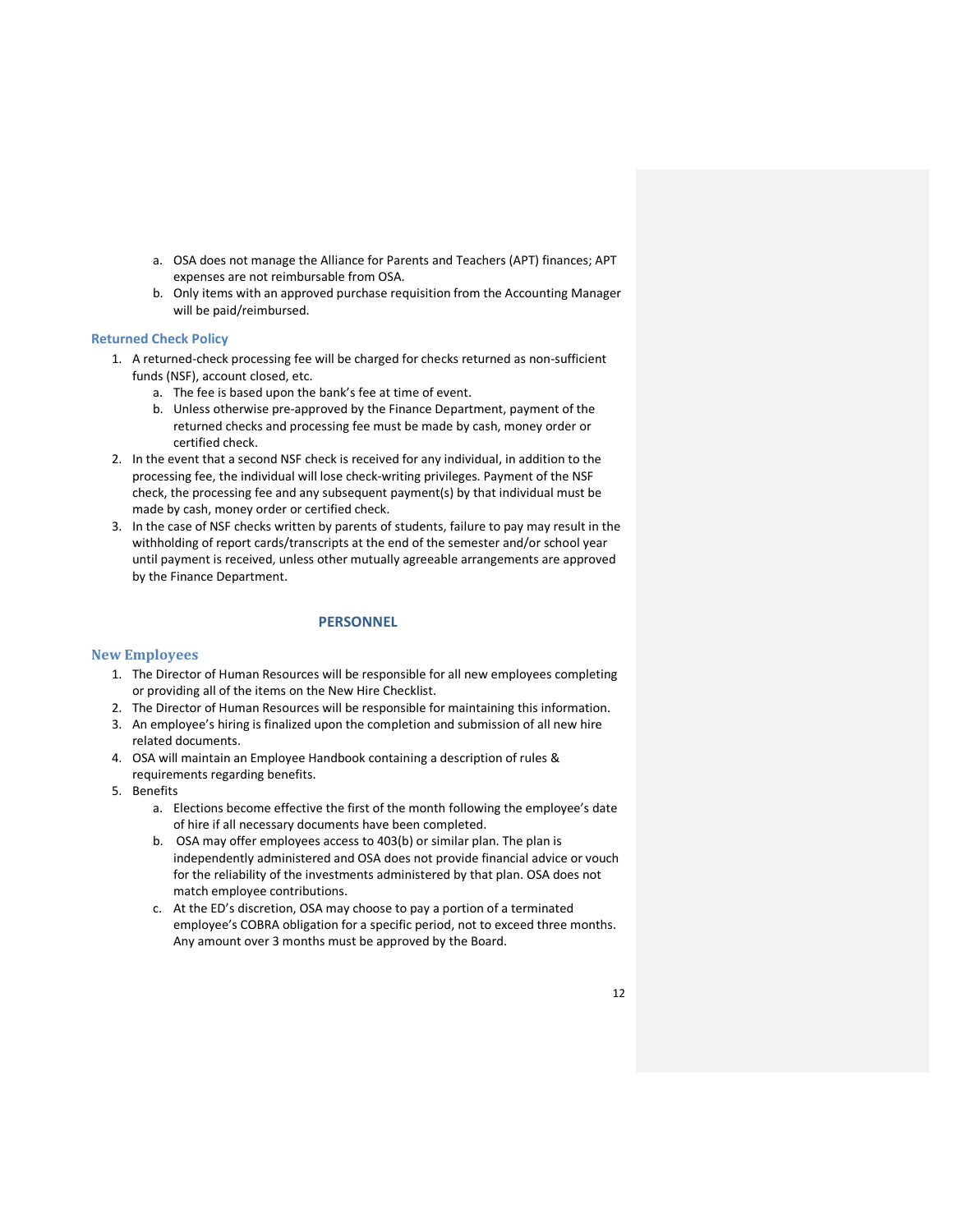a. OSA does not manage the Alliance for Parents and Teachers (APT) finances; APT expenses are not reimbursable from OSA.
   b. Only items with an approved purchase requisition from the Accounting Manager will be paid/reimbursed.

### Returned Check Policy

1. A returned-check processing fee will be charged for checks returned as non-sufficient funds (NSF), account closed, etc.
   a. The fee is based upon the bank's fee at time of event.
   b. Unless otherwise pre-approved by the Finance Department, payment of the returned checks and processing fee must be made by cash, money order or certified check.
2. In the event that a second NSF check is received for any individual, in addition to the processing fee, the individual will lose check-writing privileges. Payment of the NSF check, the processing fee and any subsequent payment(s) by that individual must be made by cash, money order or certified check.
3. In the case of NSF checks written by parents of students, failure to pay may result in the withholding of report cards/transcripts at the end of the semester and/or school year until payment is received, unless other mutually agreeable arrangements are approved by the Finance Department.

## PERSONNEL

### New Employees

1. The Director of Human Resources will be responsible for all new employees completing or providing all of the items on the New Hire Checklist.
2. The Director of Human Resources will be responsible for maintaining this information.
3. An employee's hiring is finalized upon the completion and submission of all new hire related documents.
4. OSA will maintain an Employee Handbook containing a description of rules & requirements regarding benefits.
5. Benefits
   a. Elections become effective the first of the month following the employee's date of hire if all necessary documents have been completed.
   b. OSA may offer employees access to 403(b) or similar plan. The plan is independently administered and OSA does not provide financial advice or vouch for the reliability of the investments administered by that plan. OSA does not match employee contributions.
   c. At the ED's discretion, OSA may choose to pay a portion of a terminated employee's COBRA obligation for a specific period, not to exceed three months. Any amount over 3 months must be approved by the Board.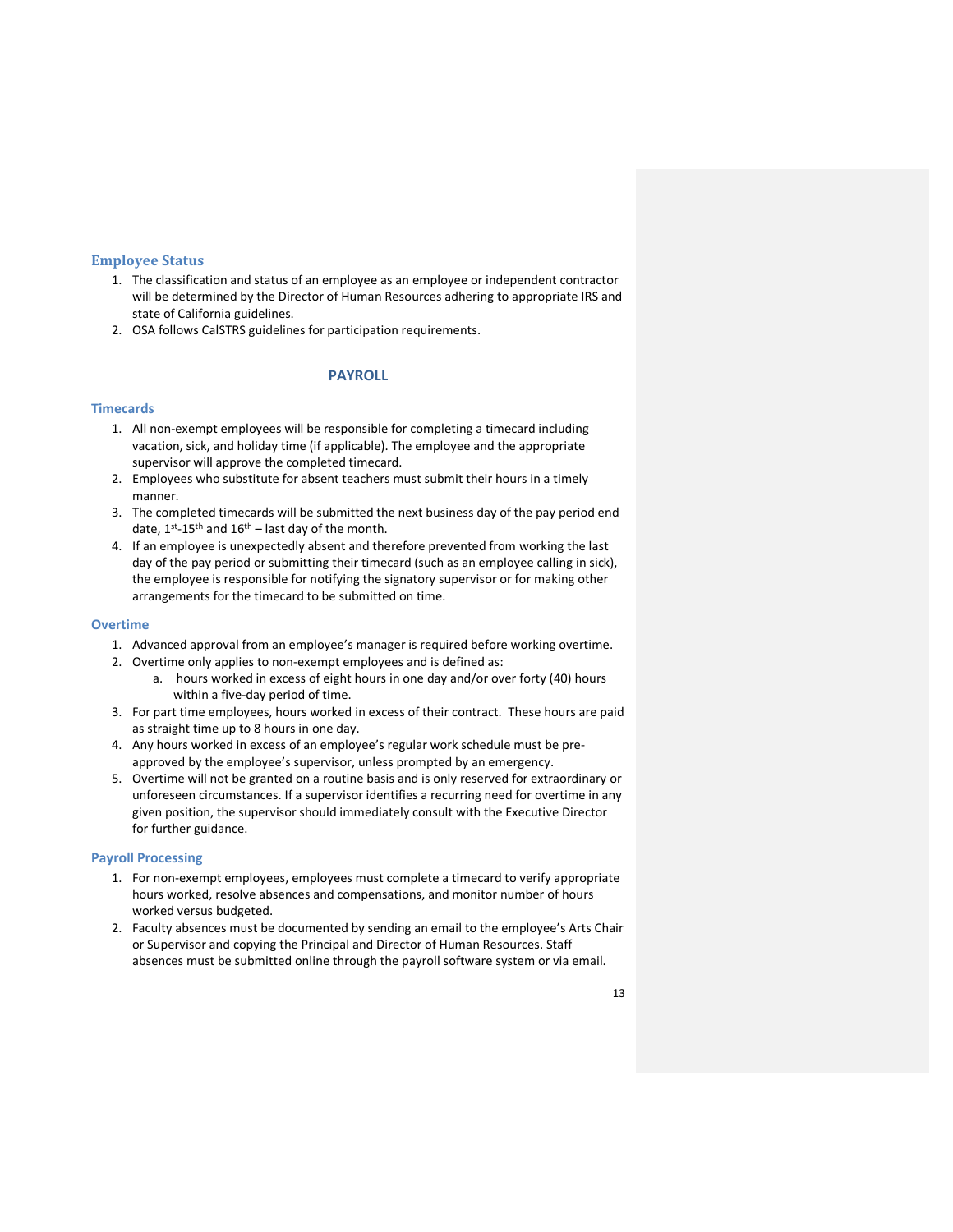## Employee Status

1. The classification and status of an employee as an employee or independent contractor will be determined by the Director of Human Resources adhering to appropriate IRS and state of California guidelines.
2. OSA follows CalSTRS guidelines for participation requirements.

# PAYROLL

## Timecards

1. All non-exempt employees will be responsible for completing a timecard including vacation, sick, and holiday time (if applicable). The employee and the appropriate supervisor will approve the completed timecard.
2. Employees who substitute for absent teachers must submit their hours in a timely manner.
3. The completed timecards will be submitted the next business day of the pay period end date, 1st-15th and 16th – last day of the month.
4. If an employee is unexpectedly absent and therefore prevented from working the last day of the pay period or submitting their timecard (such as an employee calling in sick), the employee is responsible for notifying the signatory supervisor or for making other arrangements for the timecard to be submitted on time.

## Overtime

1. Advanced approval from an employee's manager is required before working overtime.
2. Overtime only applies to non-exempt employees and is defined as:
   a. hours worked in excess of eight hours in one day and/or over forty (40) hours within a five-day period of time.
3. For part time employees, hours worked in excess of their contract. These hours are paid as straight time up to 8 hours in one day.
4. Any hours worked in excess of an employee's regular work schedule must be pre-approved by the employee's supervisor, unless prompted by an emergency.
5. Overtime will not be granted on a routine basis and is only reserved for extraordinary or unforeseen circumstances. If a supervisor identifies a recurring need for overtime in any given position, the supervisor should immediately consult with the Executive Director for further guidance.

## Payroll Processing

1. For non-exempt employees, employees must complete a timecard to verify appropriate hours worked, resolve absences and compensations, and monitor number of hours worked versus budgeted.
2. Faculty absences must be documented by sending an email to the employee's Arts Chair or Supervisor and copying the Principal and Director of Human Resources. Staff absences must be submitted online through the payroll software system or via email.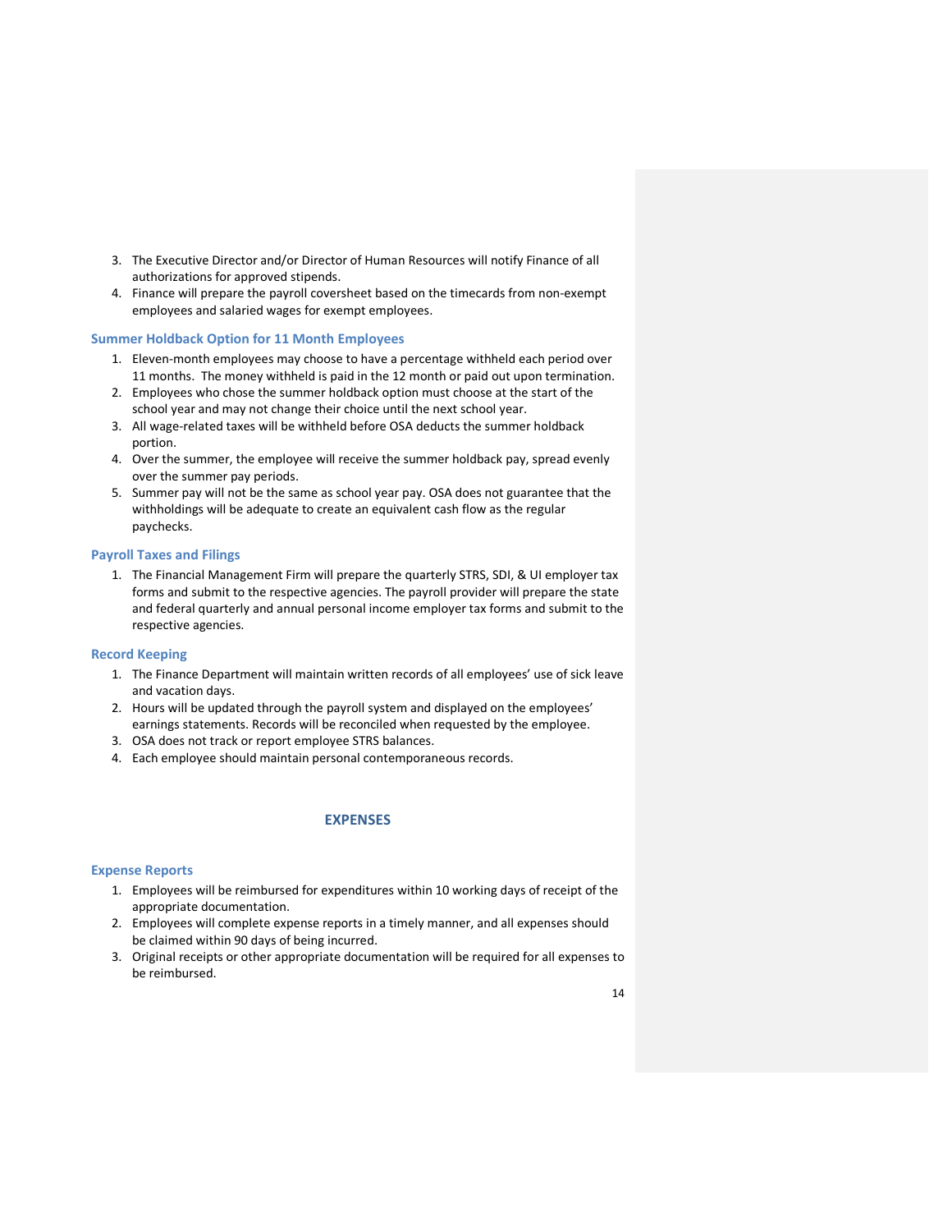3. The Executive Director and/or Director of Human Resources will notify Finance of all authorizations for approved stipends.
4. Finance will prepare the payroll coversheet based on the timecards from non-exempt employees and salaried wages for exempt employees.

### Summer Holdback Option for 11 Month Employees

1. Eleven-month employees may choose to have a percentage withheld each period over 11 months. The money withheld is paid in the 12 month or paid out upon termination.
2. Employees who chose the summer holdback option must choose at the start of the school year and may not change their choice until the next school year.
3. All wage-related taxes will be withheld before OSA deducts the summer holdback portion.
4. Over the summer, the employee will receive the summer holdback pay, spread evenly over the summer pay periods.
5. Summer pay will not be the same as school year pay. OSA does not guarantee that the withholdings will be adequate to create an equivalent cash flow as the regular paychecks.

### Payroll Taxes and Filings

1. The Financial Management Firm will prepare the quarterly STRS, SDI, & UI employer tax forms and submit to the respective agencies. The payroll provider will prepare the state and federal quarterly and annual personal income employer tax forms and submit to the respective agencies.

### Record Keeping

1. The Finance Department will maintain written records of all employees' use of sick leave and vacation days.
2. Hours will be updated through the payroll system and displayed on the employees' earnings statements. Records will be reconciled when requested by the employee.
3. OSA does not track or report employee STRS balances.
4. Each employee should maintain personal contemporaneous records.

## EXPENSES

### Expense Reports

1. Employees will be reimbursed for expenditures within 10 working days of receipt of the appropriate documentation.
2. Employees will complete expense reports in a timely manner, and all expenses should be claimed within 90 days of being incurred.
3. Original receipts or other appropriate documentation will be required for all expenses to be reimbursed.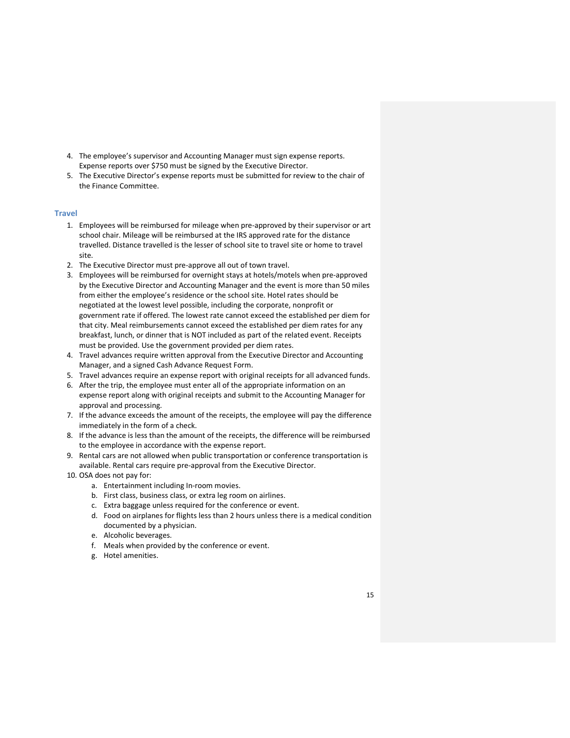4. The employee's supervisor and Accounting Manager must sign expense reports. Expense reports over $750 must be signed by the Executive Director.
5. The Executive Director's expense reports must be submitted for review to the chair of the Finance Committee.

## Travel

1. Employees will be reimbursed for mileage when pre-approved by their supervisor or art school chair. Mileage will be reimbursed at the IRS approved rate for the distance travelled. Distance travelled is the lesser of school site to travel site or home to travel site.
2. The Executive Director must pre-approve all out of town travel.
3. Employees will be reimbursed for overnight stays at hotels/motels when pre-approved by the Executive Director and Accounting Manager and the event is more than 50 miles from either the employee's residence or the school site. Hotel rates should be negotiated at the lowest level possible, including the corporate, nonprofit or government rate if offered. The lowest rate cannot exceed the established per diem for that city. Meal reimbursements cannot exceed the established per diem rates for any breakfast, lunch, or dinner that is NOT included as part of the related event. Receipts must be provided. Use the government provided per diem rates.
4. Travel advances require written approval from the Executive Director and Accounting Manager, and a signed Cash Advance Request Form.
5. Travel advances require an expense report with original receipts for all advanced funds.
6. After the trip, the employee must enter all of the appropriate information on an expense report along with original receipts and submit to the Accounting Manager for approval and processing.
7. If the advance exceeds the amount of the receipts, the employee will pay the difference immediately in the form of a check.
8. If the advance is less than the amount of the receipts, the difference will be reimbursed to the employee in accordance with the expense report.
9. Rental cars are not allowed when public transportation or conference transportation is available. Rental cars require pre-approval from the Executive Director.
10. OSA does not pay for:
    a. Entertainment including In-room movies.
    b. First class, business class, or extra leg room on airlines.
    c. Extra baggage unless required for the conference or event.
    d. Food on airplanes for flights less than 2 hours unless there is a medical condition documented by a physician.
    e. Alcoholic beverages.
    f. Meals when provided by the conference or event.
    g. Hotel amenities.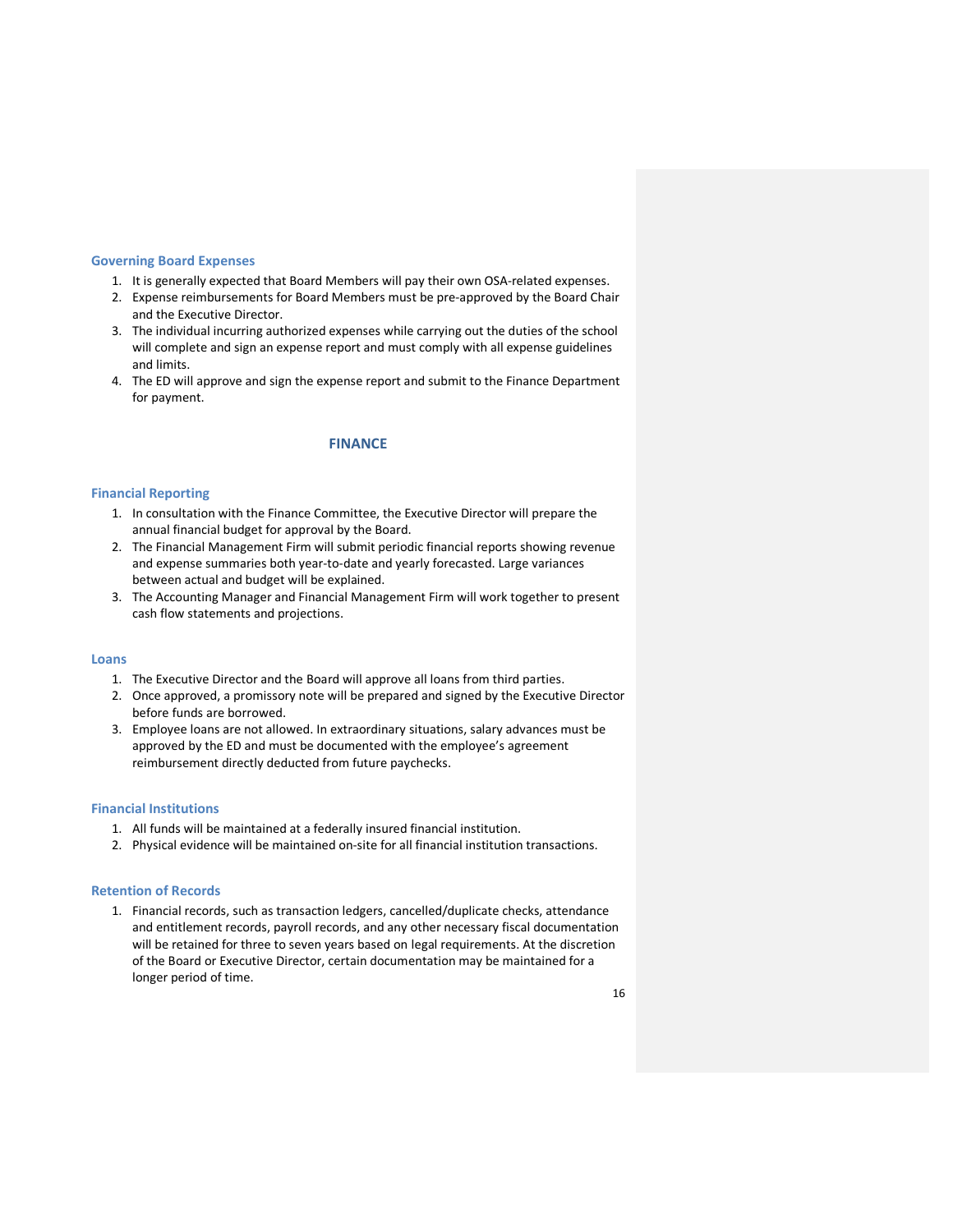### Governing Board Expenses

1. It is generally expected that Board Members will pay their own OSA-related expenses.
2. Expense reimbursements for Board Members must be pre-approved by the Board Chair and the Executive Director.
3. The individual incurring authorized expenses while carrying out the duties of the school will complete and sign an expense report and must comply with all expense guidelines and limits.
4. The ED will approve and sign the expense report and submit to the Finance Department for payment.

## FINANCE

### Financial Reporting

1. In consultation with the Finance Committee, the Executive Director will prepare the annual financial budget for approval by the Board.
2. The Financial Management Firm will submit periodic financial reports showing revenue and expense summaries both year-to-date and yearly forecasted. Large variances between actual and budget will be explained.
3. The Accounting Manager and Financial Management Firm will work together to present cash flow statements and projections.

### Loans

1. The Executive Director and the Board will approve all loans from third parties.
2. Once approved, a promissory note will be prepared and signed by the Executive Director before funds are borrowed.
3. Employee loans are not allowed. In extraordinary situations, salary advances must be approved by the ED and must be documented with the employee's agreement reimbursement directly deducted from future paychecks.

### Financial Institutions

1. All funds will be maintained at a federally insured financial institution.
2. Physical evidence will be maintained on-site for all financial institution transactions.

### Retention of Records

1. Financial records, such as transaction ledgers, cancelled/duplicate checks, attendance and entitlement records, payroll records, and any other necessary fiscal documentation will be retained for three to seven years based on legal requirements. At the discretion of the Board or Executive Director, certain documentation may be maintained for a longer period of time.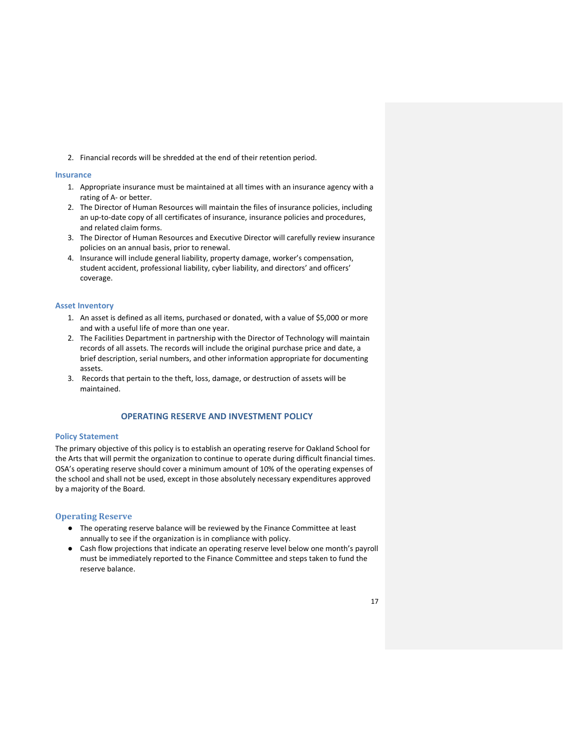2. Financial records will be shredded at the end of their retention period.

### Insurance

1. Appropriate insurance must be maintained at all times with an insurance agency with a rating of A- or better.
2. The Director of Human Resources will maintain the files of insurance policies, including an up-to-date copy of all certificates of insurance, insurance policies and procedures, and related claim forms.
3. The Director of Human Resources and Executive Director will carefully review insurance policies on an annual basis, prior to renewal.
4. Insurance will include general liability, property damage, worker's compensation, student accident, professional liability, cyber liability, and directors' and officers' coverage.

### Asset Inventory

1. An asset is defined as all items, purchased or donated, with a value of $5,000 or more and with a useful life of more than one year.
2. The Facilities Department in partnership with the Director of Technology will maintain records of all assets. The records will include the original purchase price and date, a brief description, serial numbers, and other information appropriate for documenting assets.
3. Records that pertain to the theft, loss, damage, or destruction of assets will be maintained.

## OPERATING RESERVE AND INVESTMENT POLICY

### Policy Statement

The primary objective of this policy is to establish an operating reserve for Oakland School for the Arts that will permit the organization to continue to operate during difficult financial times. OSA's operating reserve should cover a minimum amount of 10% of the operating expenses of the school and shall not be used, except in those absolutely necessary expenditures approved by a majority of the Board.

### Operating Reserve

- The operating reserve balance will be reviewed by the Finance Committee at least annually to see if the organization is in compliance with policy.
- Cash flow projections that indicate an operating reserve level below one month's payroll must be immediately reported to the Finance Committee and steps taken to fund the reserve balance.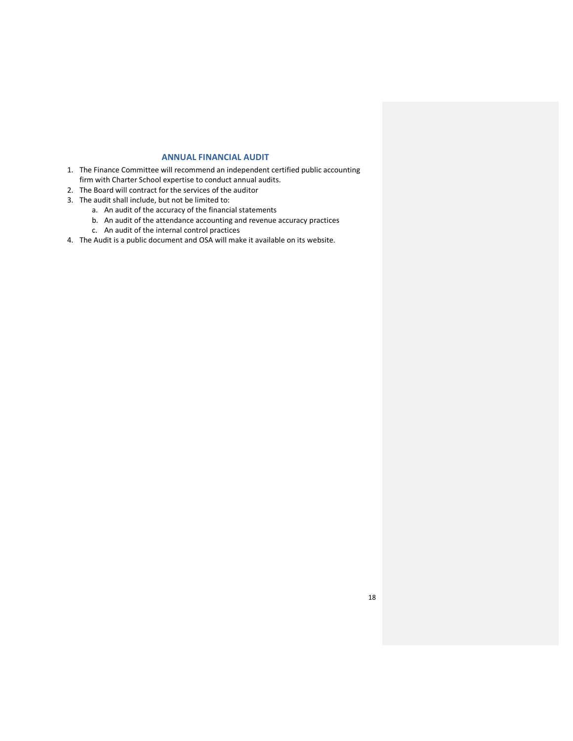## ANNUAL FINANCIAL AUDIT

1. The Finance Committee will recommend an independent certified public accounting firm with Charter School expertise to conduct annual audits.
2. The Board will contract for the services of the auditor
3. The audit shall include, but not be limited to:
   a. An audit of the accuracy of the financial statements
   b. An audit of the attendance accounting and revenue accuracy practices
   c. An audit of the internal control practices
4. The Audit is a public document and OSA will make it available on its website.